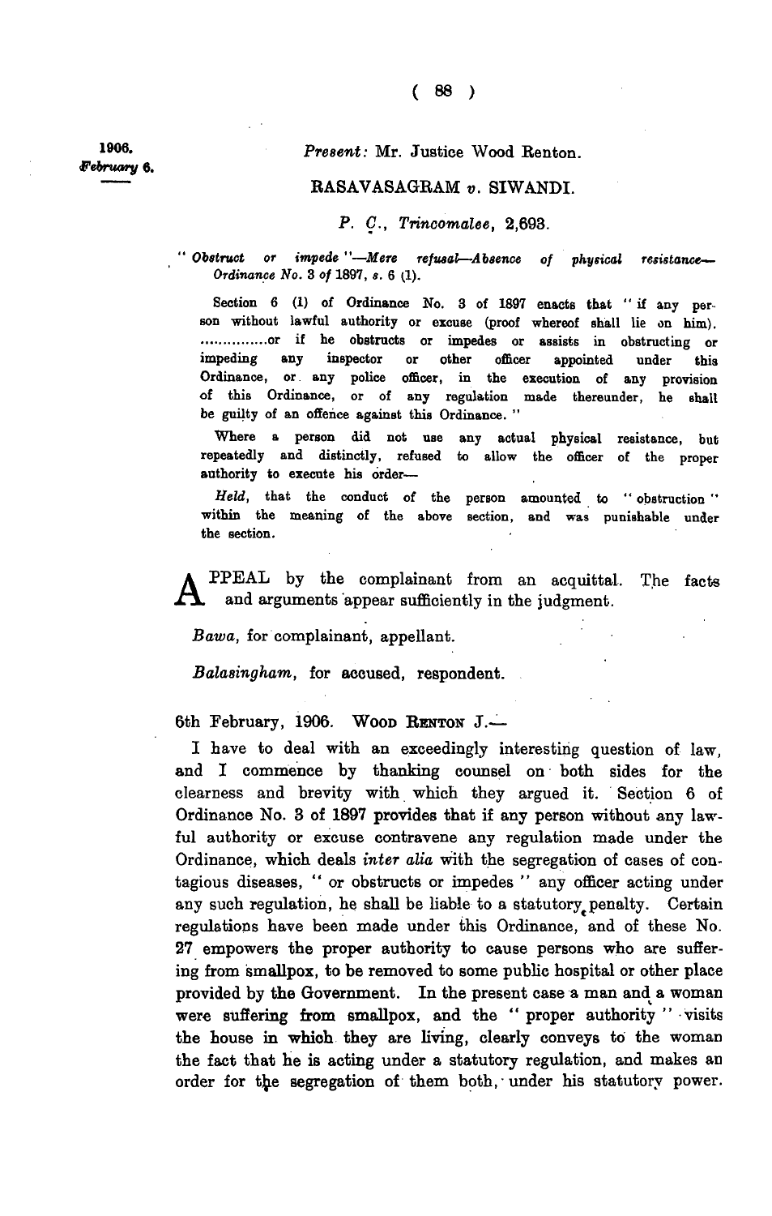1906.
*February 6.*

*Present:* Mr. Justice Wood Renton.

RASAVASAGRAM *v.* SIWANDI.

*P. C., Trincomalee,* 2,693.

*" Obstruct or impede "—Mere refusal—Absence of physical resistance—Ordinance No. 3 of 1897, s. 6 (1).*

Section 6 (1) of Ordinance No. 3 of 1897 enacts that " if any person without lawful authority or excuse (proof whereof shall lie on him). ..............or if he obstructs or impedes or assists in obstructing or impeding any inspector or other officer appointed under this Ordinance, or any police officer, in the execution of any provision of this Ordinance, or of any regulation made thereunder, he shall be guilty of an offence against this Ordinance. "

Where a person did not use any actual physical resistance, but repeatedly and distinctly, refused to allow the officer of the proper authority to execute his order—

*Held,* that the conduct of the person amounted to " obstruction " within the meaning of the above section, and was punishable under the section.

APPEAL by the complainant from an acquittal. The facts and arguments appear sufficiently in the judgment.

*Bawa,* for complainant, appellant.

*Balasingham,* for accused, respondent.

6th February, 1906. WOOD RENTON J.—

I have to deal with an exceedingly interesting question of law, and I commence by thanking counsel on both sides for the clearness and brevity with which they argued it. Section 6 of Ordinance No. 3 of 1897 provides that if any person without any lawful authority or excuse contravene any regulation made under the Ordinance, which deals *inter alia* with the segregation of cases of contagious diseases, " or obstructs or impedes " any officer acting under any such regulation, he shall be liable to a statutory penalty. Certain regulations have been made under this Ordinance, and of these No. 27 empowers the proper authority to cause persons who are suffering from smallpox, to be removed to some public hospital or other place provided by the Government. In the present case a man and a woman were suffering from smallpox, and the " proper authority " visits the house in which they are living, clearly conveys to the woman the fact that he is acting under a statutory regulation, and makes an order for the segregation of them both, under his statutory power.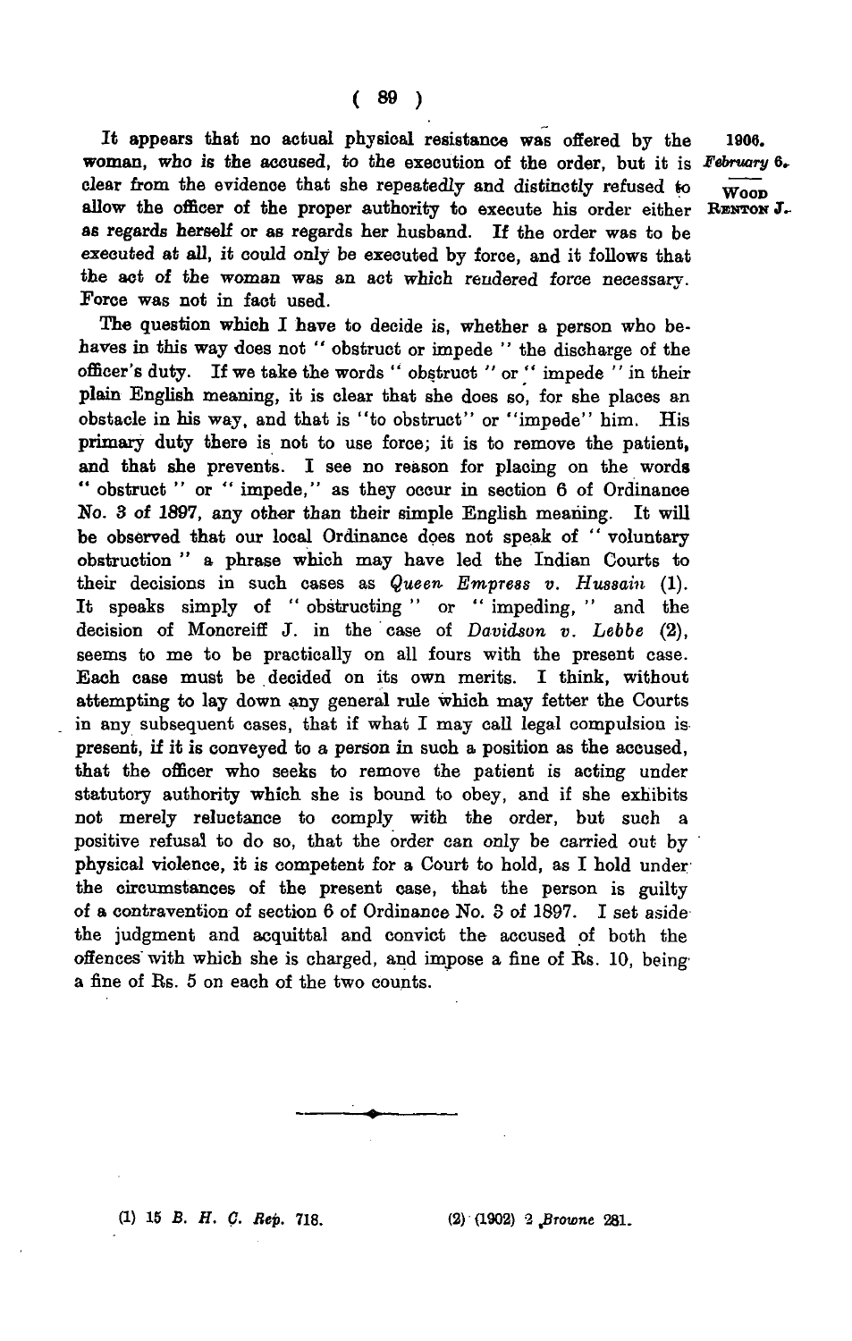It appears that no actual physical resistance was offered by the woman, who is the accused, to the execution of the order, but it is clear from the evidence that she repeatedly and distinctly refused to allow the officer of the proper authority to execute his order either as regards herself or as regards her husband. If the order was to be executed at all, it could only be executed by force, and it follows that the act of the woman was an act which rendered force necessary. Force was not in fact used.

The question which I have to decide is, whether a person who behaves in this way does not " obstruct or impede " the discharge of the officer's duty. If we take the words " obstruct " or " impede " in their plain English meaning, it is clear that she does so, for she places an obstacle in his way, and that is "to obstruct" or "impede" him. His primary duty there is not to use force; it is to remove the patient, and that she prevents. I see no reason for placing on the words " obstruct " or " impede," as they occur in section 6 of Ordinance No. 3 of 1897, any other than their simple English meaning. It will be observed that our local Ordinance does not speak of " voluntary obstruction " a phrase which may have led the Indian Courts to their decisions in such cases as *Queen Empress v. Hussain* (1). It speaks simply of " obstructing " or " impeding, " and the decision of Moncreiff J. in the case of *Davidson v. Lebbe* (2), seems to me to be practically on all fours with the present case. Each case must be decided on its own merits. I think, without attempting to lay down any general rule which may fetter the Courts in any subsequent cases, that if what I may call legal compulsion is present, if it is conveyed to a person in such a position as the accused, that the officer who seeks to remove the patient is acting under statutory authority which she is bound to obey, and if she exhibits not merely reluctance to comply with the order, but such a positive refusal to do so, that the order can only be carried out by physical violence, it is competent for a Court to hold, as I hold under the circumstances of the present case, that the person is guilty of a contravention of section 6 of Ordinance No. 3 of 1897. I set aside the judgment and acquittal and convict the accused of both the offences with which she is charged, and impose a fine of Rs. 10, being a fine of Rs. 5 on each of the two counts.

---

(1) 15 *B. H. C. Rep.* 718.

(2) (1902) 2 *Browne* 281.